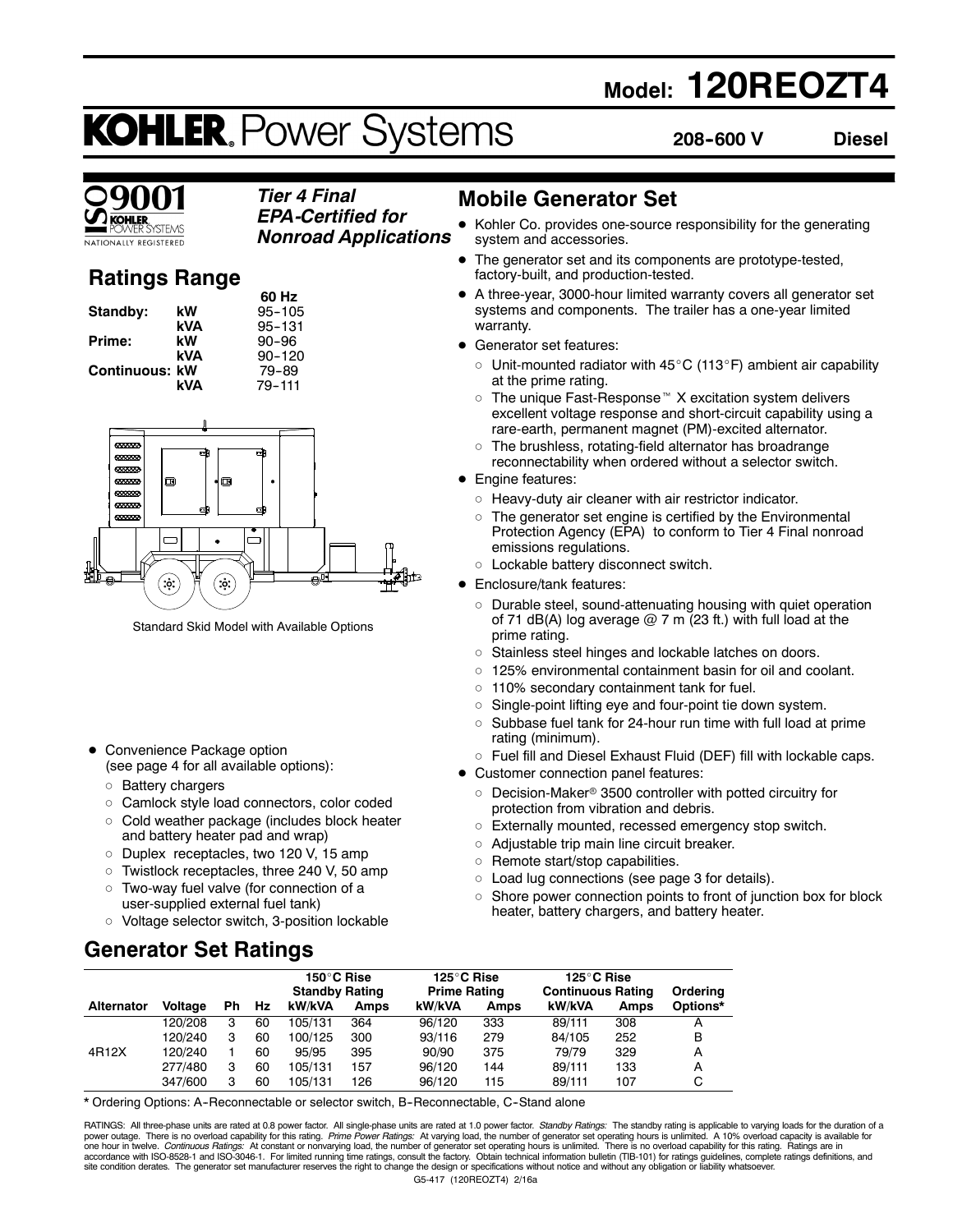# Model: 120REOZT4

# KOHLER. Power Systems

**208-600 V** **Diesel**

ISO 9001 KOHLER POWER SYSTEMS NATIONALLY REGISTERED

***Tier 4 Final EPA-Certified for Nonroad Applications***

## Ratings Range

| | | 60 Hz |
|---|---|---|
| **Standby:** | **kW** | 95-105 |
| | **kVA** | 95-131 |
| **Prime:** | **kW** | 90-96 |
| | **kVA** | 90-120 |
| **Continuous:** | **kW** | 79-89 |
| | **kVA** | 79-111 |

Standard Skid Model with Available Options

- Convenience Package option (see page 4 for all available options):
  - Battery chargers
  - Camlock style load connectors, color coded
  - Cold weather package (includes block heater and battery heater pad and wrap)
  - Duplex receptacles, two 120 V, 15 amp
  - Twistlock receptacles, three 240 V, 50 amp
  - Two-way fuel valve (for connection of a user-supplied external fuel tank)
  - Voltage selector switch, 3-position lockable

## Mobile Generator Set

- Kohler Co. provides one-source responsibility for the generating system and accessories.
- The generator set and its components are prototype-tested, factory-built, and production-tested.
- A three-year, 3000-hour limited warranty covers all generator set systems and components. The trailer has a one-year limited warranty.
- Generator set features:
  - Unit-mounted radiator with 45°C (113°F) ambient air capability at the prime rating.
  - The unique Fast-Response™ X excitation system delivers excellent voltage response and short-circuit capability using a rare-earth, permanent magnet (PM)-excited alternator.
  - The brushless, rotating-field alternator has broadrange reconnectability when ordered without a selector switch.
- Engine features:
  - Heavy-duty air cleaner with air restrictor indicator.
  - The generator set engine is certified by the Environmental Protection Agency (EPA) to conform to Tier 4 Final nonroad emissions regulations.
  - Lockable battery disconnect switch.
- Enclosure/tank features:
  - Durable steel, sound-attenuating housing with quiet operation of 71 dB(A) log average @ 7 m (23 ft.) with full load at the prime rating.
  - Stainless steel hinges and lockable latches on doors.
  - 125% environmental containment basin for oil and coolant.
  - 110% secondary containment tank for fuel.
  - Single-point lifting eye and four-point tie down system.
  - Subbase fuel tank for 24-hour run time with full load at prime rating (minimum).
  - Fuel fill and Diesel Exhaust Fluid (DEF) fill with lockable caps.
- Customer connection panel features:
  - Decision-Maker® 3500 controller with potted circuitry for protection from vibration and debris.
  - Externally mounted, recessed emergency stop switch.
  - Adjustable trip main line circuit breaker.
  - Remote start/stop capabilities.
  - Load lug connections (see page 3 for details).
  - Shore power connection points to front of junction box for block heater, battery chargers, and battery heater.

## Generator Set Ratings

| | | | | 150°C Rise Standby Rating | | 125°C Rise Prime Rating | | 125°C Rise Continuous Rating | | |
|---|---|---|---|---|---|---|---|---|---|---|
| **Alternator** | **Voltage** | **Ph** | **Hz** | **kW/kVA** | **Amps** | **kW/kVA** | **Amps** | **kW/kVA** | **Amps** | **Ordering Options*** |
| 4R12X | 120/208 | 3 | 60 | 105/131 | 364 | 96/120 | 333 | 89/111 | 308 | A |
| | 120/240 | 3 | 60 | 100/125 | 300 | 93/116 | 279 | 84/105 | 252 | B |
| | 120/240 | 1 | 60 | 95/95 | 395 | 90/90 | 375 | 79/79 | 329 | A |
| | 277/480 | 3 | 60 | 105/131 | 157 | 96/120 | 144 | 89/111 | 133 | A |
| | 347/600 | 3 | 60 | 105/131 | 126 | 96/120 | 115 | 89/111 | 107 | C |

* Ordering Options: A-Reconnectable or selector switch, B-Reconnectable, C-Stand alone

RATINGS: All three-phase units are rated at 0.8 power factor. All single-phase units are rated at 1.0 power factor. *Standby Ratings:* The standby rating is applicable to varying loads for the duration of a power outage. There is no overload capability for this rating. *Prime Power Ratings:* At varying load, the number of generator set operating hours is unlimited. A 10% overload capacity is available for one hour in twelve. *Continuous Ratings:* At constant or nonvarying load, the number of generator set operating hours is unlimited. There is no overload capability for this rating. Ratings are in accordance with ISO-8528-1 and ISO-3046-1. For limited running time ratings, consult the factory. Obtain technical information bulletin (TIB-101) for ratings guidelines, complete ratings definitions, and site condition derates. The generator set manufacturer reserves the right to change the design or specifications without notice and without any obligation or liability whatsoever.

G5-417 (120REOZT4) 2/16a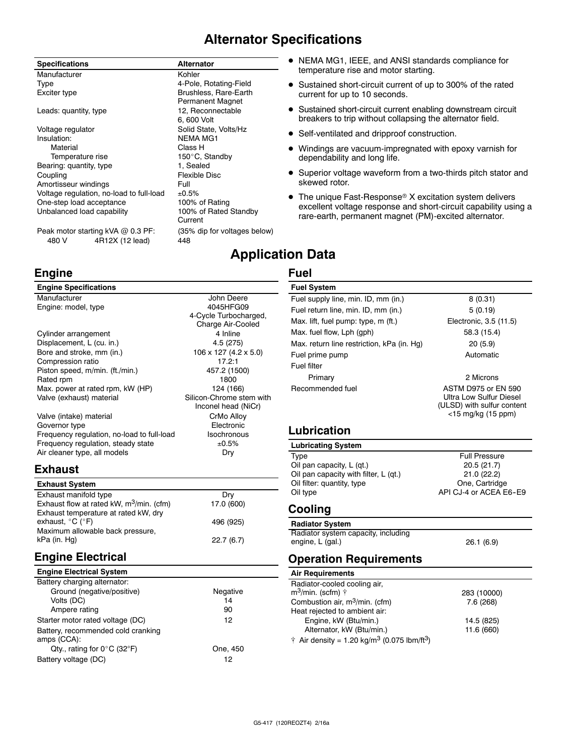# Alternator Specifications

| Specifications | Alternator |
|---|---|
| Manufacturer | Kohler |
| Type | 4-Pole, Rotating-Field |
| Exciter type | Brushless, Rare-Earth Permanent Magnet |
| Leads: quantity, type | 12, Reconnectable 6, 600 Volt |
| Voltage regulator | Solid State, Volts/Hz |
| Insulation: | NEMA MG1 |
| Material | Class H |
| Temperature rise | 150°C, Standby |
| Bearing: quantity, type | 1, Sealed |
| Coupling | Flexible Disc |
| Amortisseur windings | Full |
| Voltage regulation, no-load to full-load | ±0.5% |
| One-step load acceptance | 100% of Rating |
| Unbalanced load capability | 100% of Rated Standby Current |
| Peak motor starting kVA @ 0.3 PF: | (35% dip for voltages below) |
| 480 V 4R12X (12 lead) | 448 |

- NEMA MG1, IEEE, and ANSI standards compliance for temperature rise and motor starting.
- Sustained short-circuit current of up to 300% of the rated current for up to 10 seconds.
- Sustained short-circuit current enabling downstream circuit breakers to trip without collapsing the alternator field.
- Self-ventilated and dripproof construction.
- Windings are vacuum-impregnated with epoxy varnish for dependability and long life.
- Superior voltage waveform from a two-thirds pitch stator and skewed rotor.
- The unique Fast-Response® X excitation system delivers excellent voltage response and short-circuit capability using a rare-earth, permanent magnet (PM)-excited alternator.

# Application Data

## Engine

| Engine Specifications | |
|---|---|
| Manufacturer | John Deere |
| Engine: model, type | 4045HFG09 4-Cycle Turbocharged, Charge Air-Cooled |
| Cylinder arrangement | 4 Inline |
| Displacement, L (cu. in.) | 4.5 (275) |
| Bore and stroke, mm (in.) | 106 x 127 (4.2 x 5.0) |
| Compression ratio | 17.2:1 |
| Piston speed, m/min. (ft./min.) | 457.2 (1500) |
| Rated rpm | 1800 |
| Max. power at rated rpm, kW (HP) | 124 (166) |
| Valve (exhaust) material | Silicon-Chrome stem with Inconel head (NiCr) |
| Valve (intake) material | CrMo Alloy |
| Governor type | Electronic |
| Frequency regulation, no-load to full-load | Isochronous |
| Frequency regulation, steady state | ±0.5% |
| Air cleaner type, all models | Dry |

## Exhaust

| Exhaust System | |
|---|---|
| Exhaust manifold type | Dry |
| Exhaust flow at rated kW, $m^3$/min. (cfm) | 17.0 (600) |
| Exhaust temperature at rated kW, dry exhaust, °C (°F) | 496 (925) |
| Maximum allowable back pressure, kPa (in. Hg) | 22.7 (6.7) |

## Engine Electrical

| Engine Electrical System | |
|---|---|
| Battery charging alternator: | |
| Ground (negative/positive) | Negative |
| Volts (DC) | 14 |
| Ampere rating | 90 |
| Starter motor rated voltage (DC) | 12 |
| Battery, recommended cold cranking amps (CCA): | |
| Qty., rating for 0°C (32°F) | One, 450 |
| Battery voltage (DC) | 12 |

## Fuel

| Fuel System | |
|---|---|
| Fuel supply line, min. ID, mm (in.) | 8 (0.31) |
| Fuel return line, min. ID, mm (in.) | 5 (0.19) |
| Max. lift, fuel pump: type, m (ft.) | Electronic, 3.5 (11.5) |
| Max. fuel flow, Lph (gph) | 58.3 (15.4) |
| Max. return line restriction, kPa (in. Hg) | 20 (5.9) |
| Fuel prime pump | Automatic |
| Fuel filter | |
| Primary | 2 Microns |
| Recommended fuel | ASTM D975 or EN 590 Ultra Low Sulfur Diesel (ULSD) with sulfur content <15 mg/kg (15 ppm) |

## Lubrication

| Lubricating System | |
|---|---|
| Type | Full Pressure |
| Oil pan capacity, L (qt.) | 20.5 (21.7) |
| Oil pan capacity with filter, L (qt.) | 21.0 (22.2) |
| Oil filter: quantity, type | One, Cartridge |
| Oil type | API CJ-4 or ACEA E6-E9 |

## Cooling

| Radiator System | |
|---|---|
| Radiator system capacity, including engine, L (gal.) | 26.1 (6.9) |

## Operation Requirements

| Air Requirements | |
|---|---|
| Radiator-cooled cooling air, $m^3$/min. (scfm) † | 283 (10000) |
| Combustion air, $m^3$/min. (cfm) | 7.6 (268) |
| Heat rejected to ambient air: | |
| Engine, kW (Btu/min.) | 14.5 (825) |
| Alternator, kW (Btu/min.) | 11.6 (660) |

† Air density = 1.20 kg/$m^3$ (0.075 lbm/$ft^3$)

G5-417 (120REOZT4) 2/16a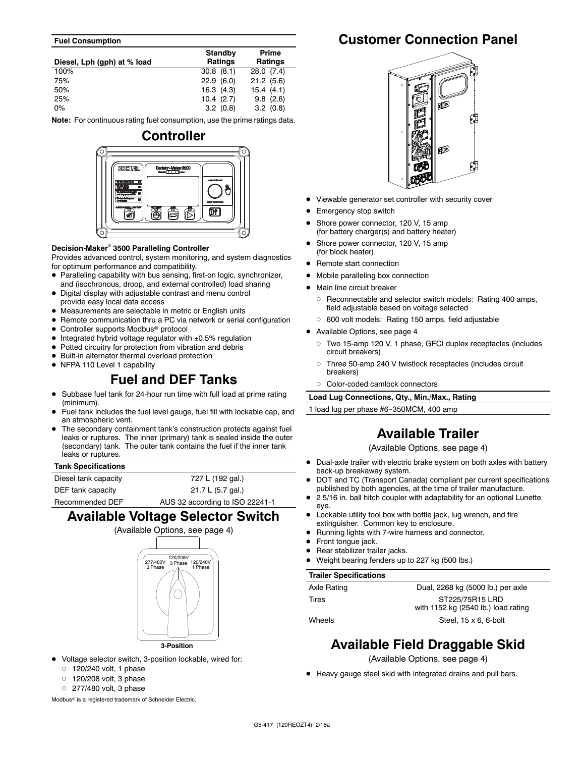| Fuel Consumption | | |
|---|---|---|
| Diesel, Lph (gph) at % load | Standby Ratings | Prime Ratings |
| 100% | 30.8 (8.1) | 28.0 (7.4) |
| 75% | 22.9 (6.0) | 21.2 (5.6) |
| 50% | 16.3 (4.3) | 15.4 (4.1) |
| 25% | 10.4 (2.7) | 9.8 (2.6) |
| 0% | 3.2 (0.8) | 3.2 (0.8) |

**Note:** For continuous rating fuel consumption, use the prime ratings data.

## Controller

**Decision-Maker® 3500 Paralleling Controller**

Provides advanced control, system monitoring, and system diagnostics for optimum performance and compatibility.

- Paralleling capability with bus sensing, first-on logic, synchronizer, and (isochronous, droop, and external controlled) load sharing
- Digital display with adjustable contrast and menu control provide easy local data access
- Measurements are selectable in metric or English units
- Remote communication thru a PC via network or serial configuration
- Controller supports Modbus® protocol
- Integrated hybrid voltage regulator with ±0.5% regulation
- Potted circuitry for protection from vibration and debris
- Built-in alternator thermal overload protection
- NFPA 110 Level 1 capability

## Fuel and DEF Tanks

- Subbase fuel tank for 24-hour run time with full load at prime rating (minimum).
- Fuel tank includes the fuel level gauge, fuel fill with lockable cap, and an atmospheric vent.
- The secondary containment tank's construction protects against fuel leaks or ruptures. The inner (primary) tank is sealed inside the outer (secondary) tank. The outer tank contains the fuel if the inner tank leaks or ruptures.

| Tank Specifications | |
|---|---|
| Diesel tank capacity | 727 L (192 gal.) |
| DEF tank capacity | 21.7 L (5.7 gal.) |
| Recommended DEF | AUS 32 according to ISO 22241-1 |

## Available Voltage Selector Switch

(Available Options, see page 4)

277/480V 3 Phase
120/208V 3 Phase
120/240V 1 Phase

3-Position

- Voltage selector switch, 3-position lockable, wired for:
  - 120/240 volt, 1 phase
  - 120/208 volt, 3 phase
  - 277/480 volt, 3 phase

Modbus® is a registered trademark of Schneider Electric.

## Customer Connection Panel

- Viewable generator set controller with security cover
- Emergency stop switch
- Shore power connector, 120 V, 15 amp (for battery charger(s) and battery heater)
- Shore power connector, 120 V, 15 amp (for block heater)
- Remote start connection
- Mobile paralleling box connection
- Main line circuit breaker
  - Reconnectable and selector switch models: Rating 400 amps, field adjustable based on voltage selected
  - 600 volt models: Rating 150 amps, field adjustable
- Available Options, see page 4
  - Two 15-amp 120 V, 1 phase, GFCI duplex receptacles (includes circuit breakers)
  - Three 50-amp 240 V twistlock receptacles (includes circuit breakers)
  - Color-coded camlock connectors

| Load Lug Connections, Qty., Min./Max., Rating |
|---|
| 1 load lug per phase #6-350MCM, 400 amp |

## Available Trailer

(Available Options, see page 4)

- Dual-axle trailer with electric brake system on both axles with battery back-up breakaway system.
- DOT and TC (Transport Canada) compliant per current specifications published by both agencies, at the time of trailer manufacture.
- 2 5/16 in. ball hitch coupler with adaptability for an optional Lunette eye.
- Lockable utility tool box with bottle jack, lug wrench, and fire extinguisher. Common key to enclosure.
- Running lights with 7-wire harness and connector.
- Front tongue jack.
- Rear stabilizer trailer jacks.
- Weight bearing fenders up to 227 kg (500 lbs.)

| Trailer Specifications | |
|---|---|
| Axle Rating | Dual, 2268 kg (5000 lb.) per axle |
| Tires | ST225/75R15 LRD with 1152 kg (2540 lb.) load rating |
| Wheels | Steel, 15 x 6, 6-bolt |

## Available Field Draggable Skid

(Available Options, see page 4)

- Heavy gauge steel skid with integrated drains and pull bars.

G5-417 (120REOZT4) 2/16a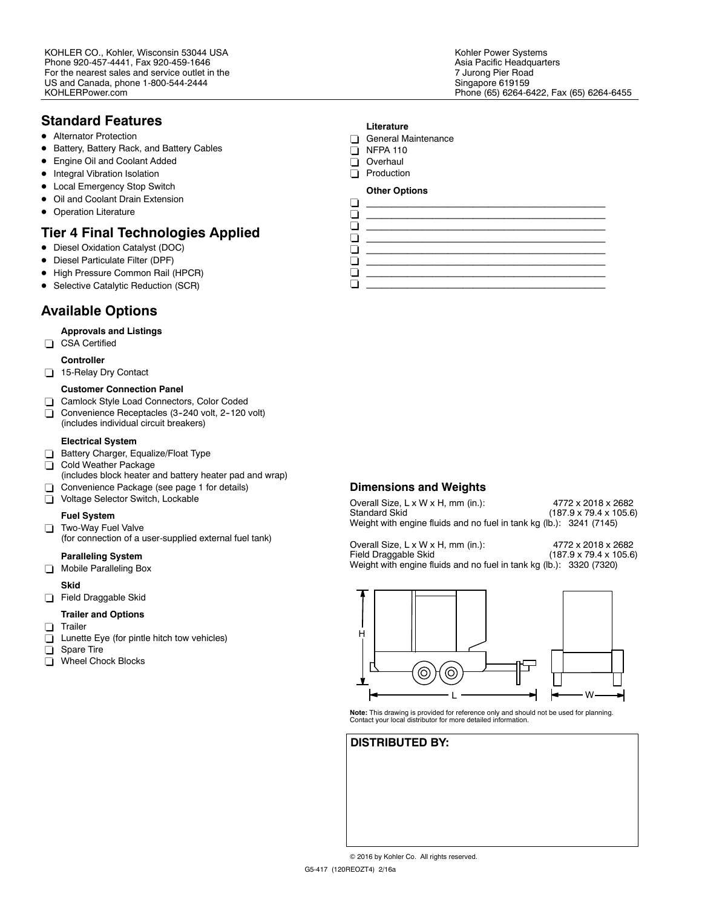KOHLER CO., Kohler, Wisconsin 53044 USA
Phone 920-457-4441, Fax 920-459-1646
For the nearest sales and service outlet in the US and Canada, phone 1-800-544-2444
KOHLERPower.com

Kohler Power Systems
Asia Pacific Headquarters
7 Jurong Pier Road
Singapore 619159
Phone (65) 6264-6422, Fax (65) 6264-6455

## Standard Features

- Alternator Protection
- Battery, Battery Rack, and Battery Cables
- Engine Oil and Coolant Added
- Integral Vibration Isolation
- Local Emergency Stop Switch
- Oil and Coolant Drain Extension
- Operation Literature

## Tier 4 Final Technologies Applied

- Diesel Oxidation Catalyst (DOC)
- Diesel Particulate Filter (DPF)
- High Pressure Common Rail (HPCR)
- Selective Catalytic Reduction (SCR)

## Available Options

**Approvals and Listings**

- ❑ CSA Certified

**Controller**

- ❑ 15-Relay Dry Contact

**Customer Connection Panel**

- ❑ Camlock Style Load Connectors, Color Coded
- ❑ Convenience Receptacles (3-240 volt, 2-120 volt) (includes individual circuit breakers)

**Electrical System**

- ❑ Battery Charger, Equalize/Float Type
- ❑ Cold Weather Package (includes block heater and battery heater pad and wrap)
- ❑ Convenience Package (see page 1 for details)
- ❑ Voltage Selector Switch, Lockable

**Fuel System**

- ❑ Two-Way Fuel Valve (for connection of a user-supplied external fuel tank)

**Paralleling System**

- ❑ Mobile Paralleling Box

**Skid**

- ❑ Field Draggable Skid

**Trailer and Options**

- ❑ Trailer
- ❑ Lunette Eye (for pintle hitch tow vehicles)
- ❑ Spare Tire
- ❑ Wheel Chock Blocks

**Literature**

- ❑ General Maintenance
- ❑ NFPA 110
- ❑ Overhaul
- ❑ Production

**Other Options**

- ❑ ____________________
- ❑ ____________________
- ❑ ____________________
- ❑ ____________________
- ❑ ____________________
- ❑ ____________________
- ❑ ____________________
- ❑ ____________________

## Dimensions and Weights

Overall Size, L x W x H, mm (in.): 4772 x 2018 x 2682
Standard Skid (187.9 x 79.4 x 105.6)
Weight with engine fluids and no fuel in tank kg (lb.): 3241 (7145)

Overall Size, L x W x H, mm (in.): 4772 x 2018 x 2682
Field Draggable Skid (187.9 x 79.4 x 105.6)
Weight with engine fluids and no fuel in tank kg (lb.): 3320 (7320)

H

L

W

**Note:** This drawing is provided for reference only and should not be used for planning. Contact your local distributor for more detailed information.

**DISTRIBUTED BY:**

© 2016 by Kohler Co. All rights reserved.

G5-417 (120REOZT4) 2/16a